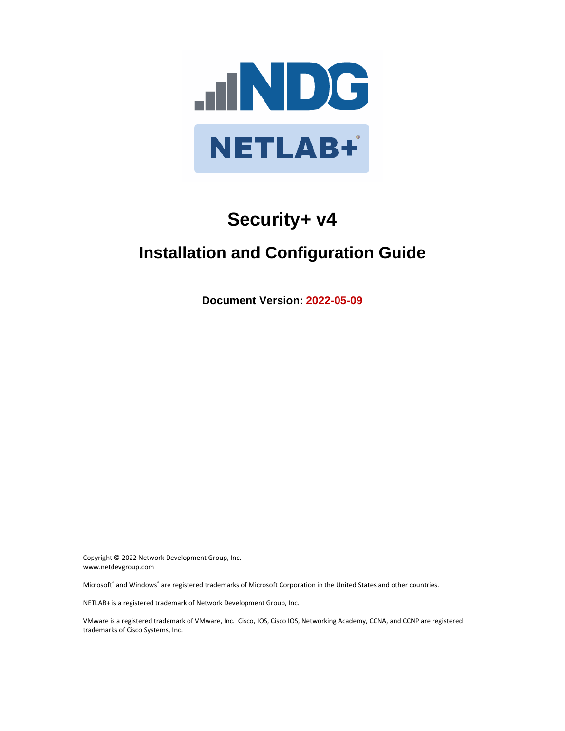# Security+ v4

## Installation and Configuration Guide

**Document Version: 2022-05-09**

Copyright © 2022 Network Development Group, Inc.
www.netdevgroup.com

Microsoft® and Windows® are registered trademarks of Microsoft Corporation in the United States and other countries.

NETLAB+ is a registered trademark of Network Development Group, Inc.

VMware is a registered trademark of VMware, Inc. Cisco, IOS, Cisco IOS, Networking Academy, CCNA, and CCNP are registered trademarks of Cisco Systems, Inc.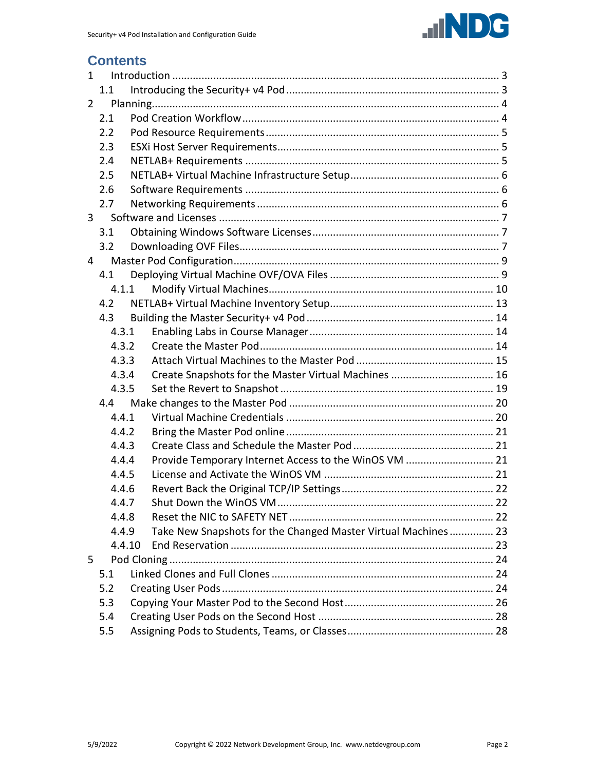# Contents

1 Introduction ... 3
- 1.1 Introducing the Security+ v4 Pod ... 3

2 Planning ... 4
- 2.1 Pod Creation Workflow ... 4
- 2.2 Pod Resource Requirements ... 5
- 2.3 ESXi Host Server Requirements ... 5
- 2.4 NETLAB+ Requirements ... 5
- 2.5 NETLAB+ Virtual Machine Infrastructure Setup ... 6
- 2.6 Software Requirements ... 6
- 2.7 Networking Requirements ... 6

3 Software and Licenses ... 7
- 3.1 Obtaining Windows Software Licenses ... 7
- 3.2 Downloading OVF Files ... 7

4 Master Pod Configuration ... 9
- 4.1 Deploying Virtual Machine OVF/OVA Files ... 9
  - 4.1.1 Modify Virtual Machines ... 10
- 4.2 NETLAB+ Virtual Machine Inventory Setup ... 13
- 4.3 Building the Master Security+ v4 Pod ... 14
  - 4.3.1 Enabling Labs in Course Manager ... 14
  - 4.3.2 Create the Master Pod ... 14
  - 4.3.3 Attach Virtual Machines to the Master Pod ... 15
  - 4.3.4 Create Snapshots for the Master Virtual Machines ... 16
  - 4.3.5 Set the Revert to Snapshot ... 19
- 4.4 Make changes to the Master Pod ... 20
  - 4.4.1 Virtual Machine Credentials ... 20
  - 4.4.2 Bring the Master Pod online ... 21
  - 4.4.3 Create Class and Schedule the Master Pod ... 21
  - 4.4.4 Provide Temporary Internet Access to the WinOS VM ... 21
  - 4.4.5 License and Activate the WinOS VM ... 21
  - 4.4.6 Revert Back the Original TCP/IP Settings ... 22
  - 4.4.7 Shut Down the WinOS VM ... 22
  - 4.4.8 Reset the NIC to SAFETY NET ... 22
  - 4.4.9 Take New Snapshots for the Changed Master Virtual Machines ... 23
  - 4.4.10 End Reservation ... 23

5 Pod Cloning ... 24
- 5.1 Linked Clones and Full Clones ... 24
- 5.2 Creating User Pods ... 24
- 5.3 Copying Your Master Pod to the Second Host ... 26
- 5.4 Creating User Pods on the Second Host ... 28
- 5.5 Assigning Pods to Students, Teams, or Classes ... 28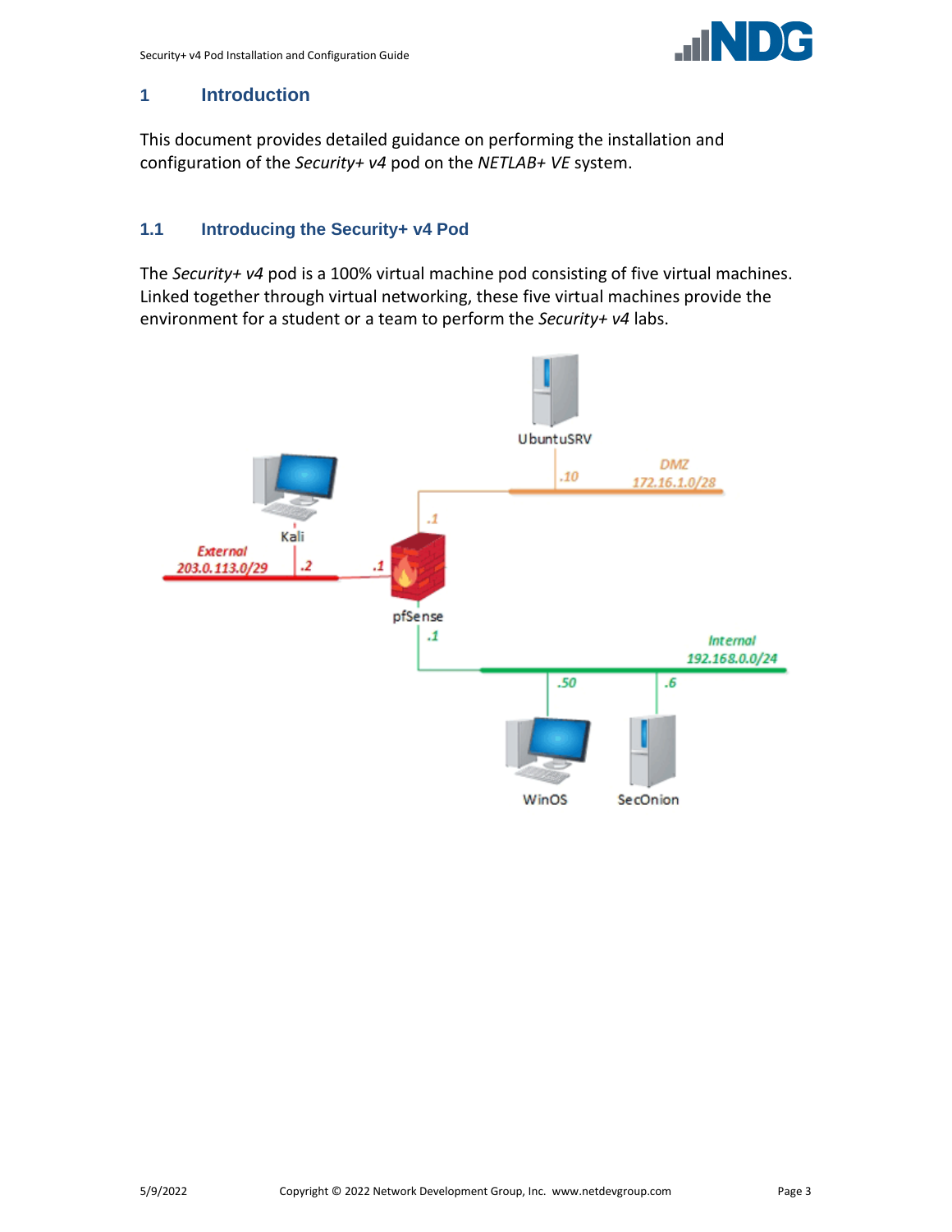# 1 Introduction

This document provides detailed guidance on performing the installation and configuration of the *Security+ v4* pod on the *NETLAB+ VE* system.

## 1.1 Introducing the Security+ v4 Pod

The *Security+ v4* pod is a 100% virtual machine pod consisting of five virtual machines. Linked together through virtual networking, these five virtual machines provide the environment for a student or a team to perform the *Security+ v4* labs.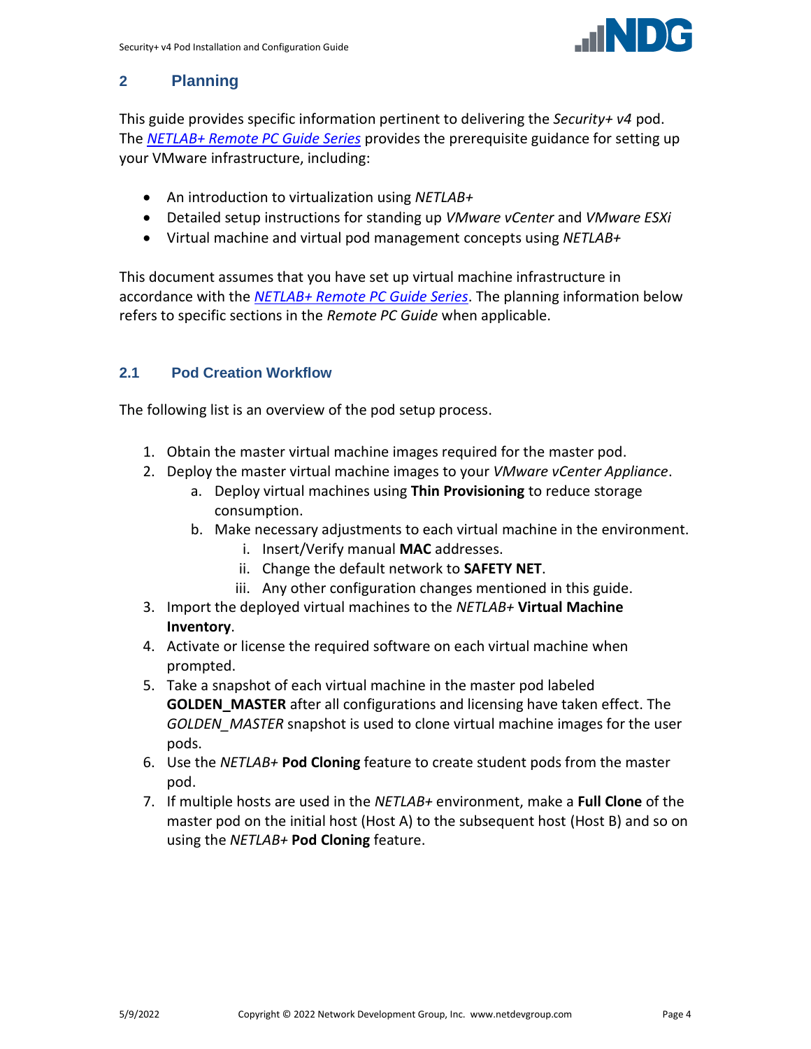## 2 Planning

This guide provides specific information pertinent to delivering the *Security+ v4* pod. The *NETLAB+ Remote PC Guide Series* provides the prerequisite guidance for setting up your VMware infrastructure, including:

- An introduction to virtualization using *NETLAB+*
- Detailed setup instructions for standing up *VMware vCenter* and *VMware ESXi*
- Virtual machine and virtual pod management concepts using *NETLAB+*

This document assumes that you have set up virtual machine infrastructure in accordance with the *NETLAB+ Remote PC Guide Series*. The planning information below refers to specific sections in the *Remote PC Guide* when applicable.

### 2.1 Pod Creation Workflow

The following list is an overview of the pod setup process.

1. Obtain the master virtual machine images required for the master pod.
2. Deploy the master virtual machine images to your *VMware vCenter Appliance*.
    a. Deploy virtual machines using **Thin Provisioning** to reduce storage consumption.
    b. Make necessary adjustments to each virtual machine in the environment.
        i. Insert/Verify manual **MAC** addresses.
        ii. Change the default network to **SAFETY NET**.
        iii. Any other configuration changes mentioned in this guide.
3. Import the deployed virtual machines to the *NETLAB+* **Virtual Machine Inventory**.
4. Activate or license the required software on each virtual machine when prompted.
5. Take a snapshot of each virtual machine in the master pod labeled **GOLDEN_MASTER** after all configurations and licensing have taken effect. The *GOLDEN_MASTER* snapshot is used to clone virtual machine images for the user pods.
6. Use the *NETLAB+* **Pod Cloning** feature to create student pods from the master pod.
7. If multiple hosts are used in the *NETLAB+* environment, make a **Full Clone** of the master pod on the initial host (Host A) to the subsequent host (Host B) and so on using the *NETLAB+* **Pod Cloning** feature.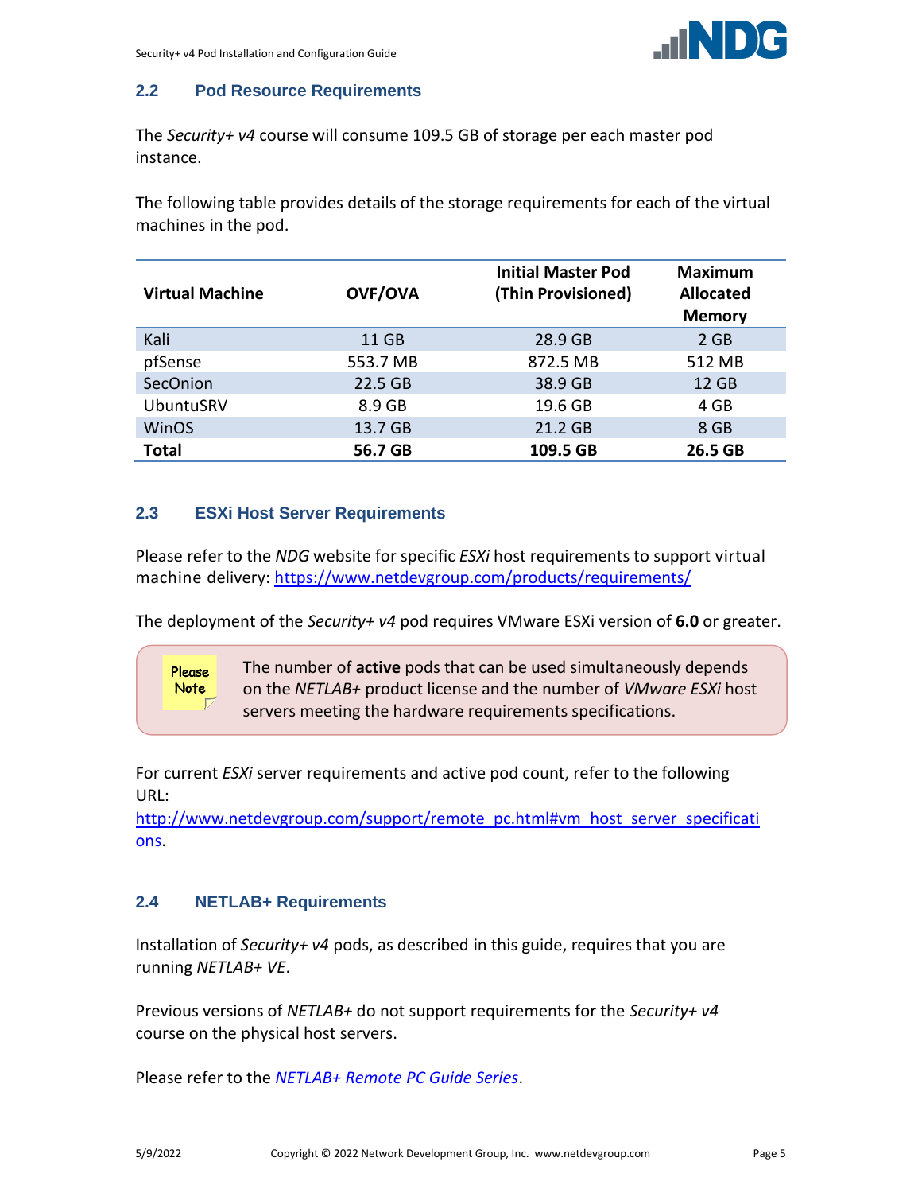## 2.2 Pod Resource Requirements

The *Security+ v4* course will consume 109.5 GB of storage per each master pod instance.

The following table provides details of the storage requirements for each of the virtual machines in the pod.

| Virtual Machine | OVF/OVA | Initial Master Pod (Thin Provisioned) | Maximum Allocated Memory |
|---|---|---|---|
| Kali | 11 GB | 28.9 GB | 2 GB |
| pfSense | 553.7 MB | 872.5 MB | 512 MB |
| SecOnion | 22.5 GB | 38.9 GB | 12 GB |
| UbuntuSRV | 8.9 GB | 19.6 GB | 4 GB |
| WinOS | 13.7 GB | 21.2 GB | 8 GB |
| **Total** | **56.7 GB** | **109.5 GB** | **26.5 GB** |

## 2.3 ESXi Host Server Requirements

Please refer to the *NDG* website for specific *ESXi* host requirements to support virtual machine delivery: https://www.netdevgroup.com/products/requirements/

The deployment of the *Security+ v4* pod requires VMware ESXi version of **6.0** or greater.

> Please Note: The number of **active** pods that can be used simultaneously depends on the *NETLAB+* product license and the number of *VMware ESXi* host servers meeting the hardware requirements specifications.

For current *ESXi* server requirements and active pod count, refer to the following URL:
http://www.netdevgroup.com/support/remote_pc.html#vm_host_server_specifications.

## 2.4 NETLAB+ Requirements

Installation of *Security+ v4* pods, as described in this guide, requires that you are running *NETLAB+ VE*.

Previous versions of *NETLAB+* do not support requirements for the *Security+ v4* course on the physical host servers.

Please refer to the *NETLAB+ Remote PC Guide Series*.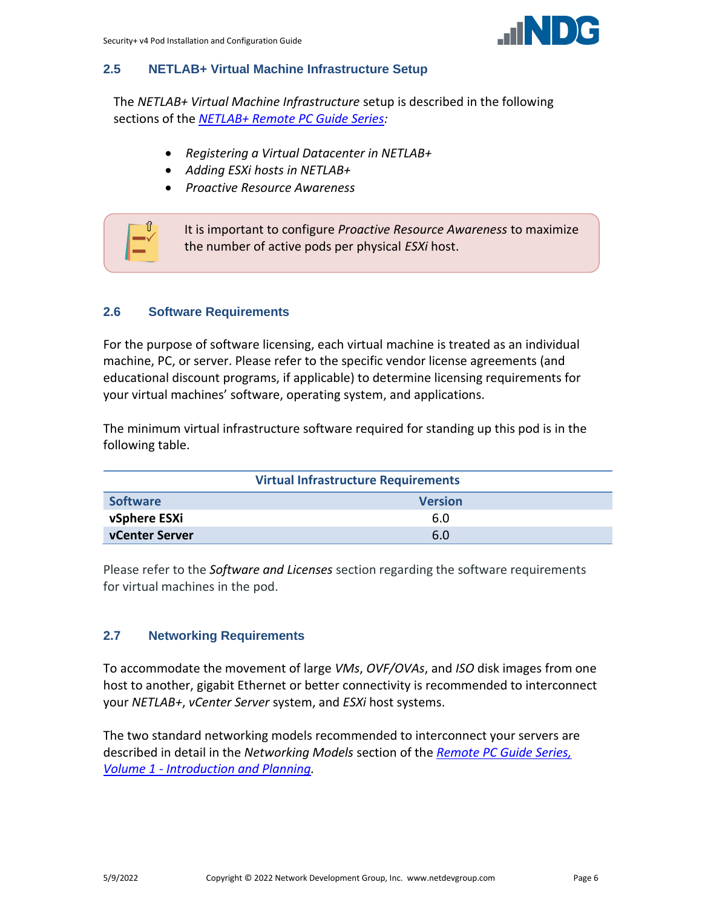## 2.5 NETLAB+ Virtual Machine Infrastructure Setup

The *NETLAB+ Virtual Machine Infrastructure* setup is described in the following sections of the *NETLAB+ Remote PC Guide Series:*

- *Registering a Virtual Datacenter in NETLAB+*
- *Adding ESXi hosts in NETLAB+*
- *Proactive Resource Awareness*

It is important to configure *Proactive Resource Awareness* to maximize the number of active pods per physical *ESXi* host.

## 2.6 Software Requirements

For the purpose of software licensing, each virtual machine is treated as an individual machine, PC, or server. Please refer to the specific vendor license agreements (and educational discount programs, if applicable) to determine licensing requirements for your virtual machines' software, operating system, and applications.

The minimum virtual infrastructure software required for standing up this pod is in the following table.

| Virtual Infrastructure Requirements | |
|---|---|
| **Software** | **Version** |
| **vSphere ESXi** | 6.0 |
| **vCenter Server** | 6.0 |

Please refer to the *Software and Licenses* section regarding the software requirements for virtual machines in the pod.

## 2.7 Networking Requirements

To accommodate the movement of large *VMs*, *OVF/OVAs*, and *ISO* disk images from one host to another, gigabit Ethernet or better connectivity is recommended to interconnect your *NETLAB+*, *vCenter Server* system, and *ESXi* host systems.

The two standard networking models recommended to interconnect your servers are described in detail in the *Networking Models* section of the *Remote PC Guide Series, Volume 1 - Introduction and Planning*.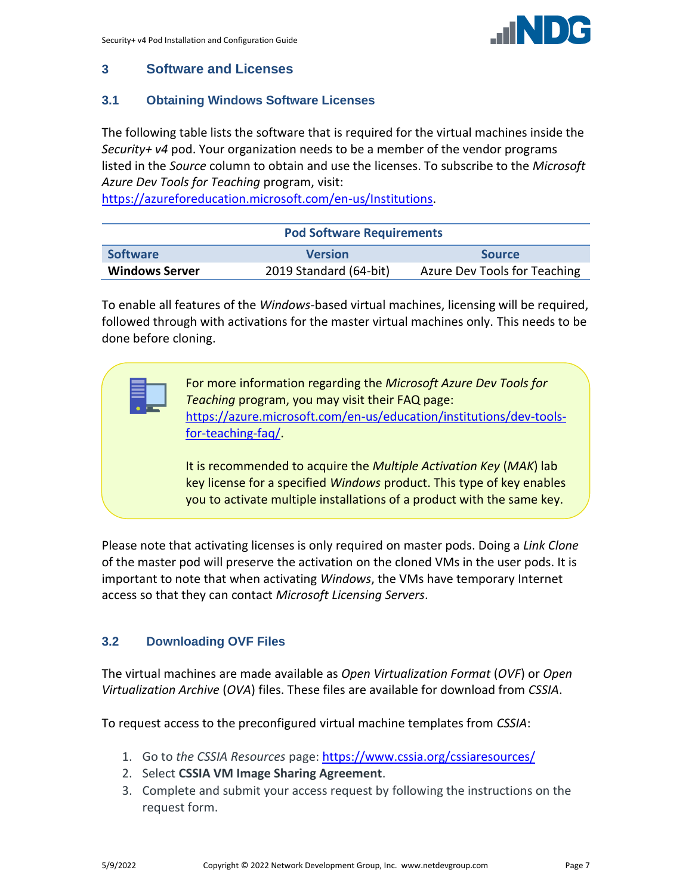## 3 Software and Licenses

### 3.1 Obtaining Windows Software Licenses

The following table lists the software that is required for the virtual machines inside the *Security+ v4* pod. Your organization needs to be a member of the vendor programs listed in the *Source* column to obtain and use the licenses. To subscribe to the *Microsoft Azure Dev Tools for Teaching* program, visit: https://azureforeducation.microsoft.com/en-us/Institutions.

**Pod Software Requirements**

| Software | Version | Source |
|---|---|---|
| **Windows Server** | 2019 Standard (64-bit) | Azure Dev Tools for Teaching |

To enable all features of the *Windows*-based virtual machines, licensing will be required, followed through with activations for the master virtual machines only. This needs to be done before cloning.

> For more information regarding the *Microsoft Azure Dev Tools for Teaching* program, you may visit their FAQ page: https://azure.microsoft.com/en-us/education/institutions/dev-tools-for-teaching-faq/.
>
> It is recommended to acquire the *Multiple Activation Key* (*MAK*) lab key license for a specified *Windows* product. This type of key enables you to activate multiple installations of a product with the same key.

Please note that activating licenses is only required on master pods. Doing a *Link Clone* of the master pod will preserve the activation on the cloned VMs in the user pods. It is important to note that when activating *Windows*, the VMs have temporary Internet access so that they can contact *Microsoft Licensing Servers*.

### 3.2 Downloading OVF Files

The virtual machines are made available as *Open Virtualization Format* (*OVF*) or *Open Virtualization Archive* (*OVA*) files. These files are available for download from *CSSIA*.

To request access to the preconfigured virtual machine templates from *CSSIA*:

1. Go to *the CSSIA Resources* page: https://www.cssia.org/cssiaresources/
2. Select **CSSIA VM Image Sharing Agreement**.
3. Complete and submit your access request by following the instructions on the request form.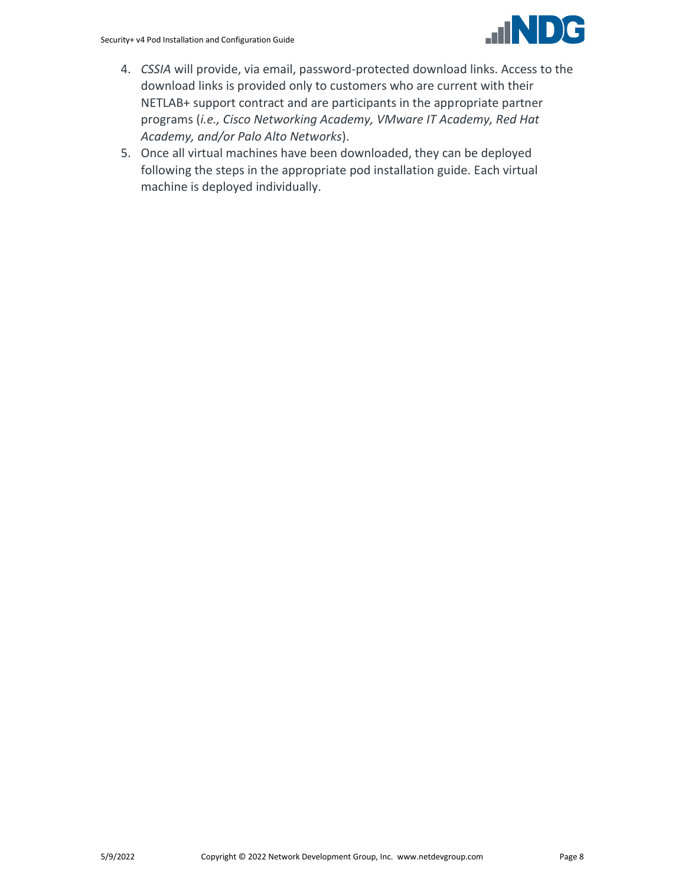4. *CSSIA* will provide, via email, password-protected download links. Access to the download links is provided only to customers who are current with their NETLAB+ support contract and are participants in the appropriate partner programs (*i.e., Cisco Networking Academy, VMware IT Academy, Red Hat Academy, and/or Palo Alto Networks*).
5. Once all virtual machines have been downloaded, they can be deployed following the steps in the appropriate pod installation guide. Each virtual machine is deployed individually.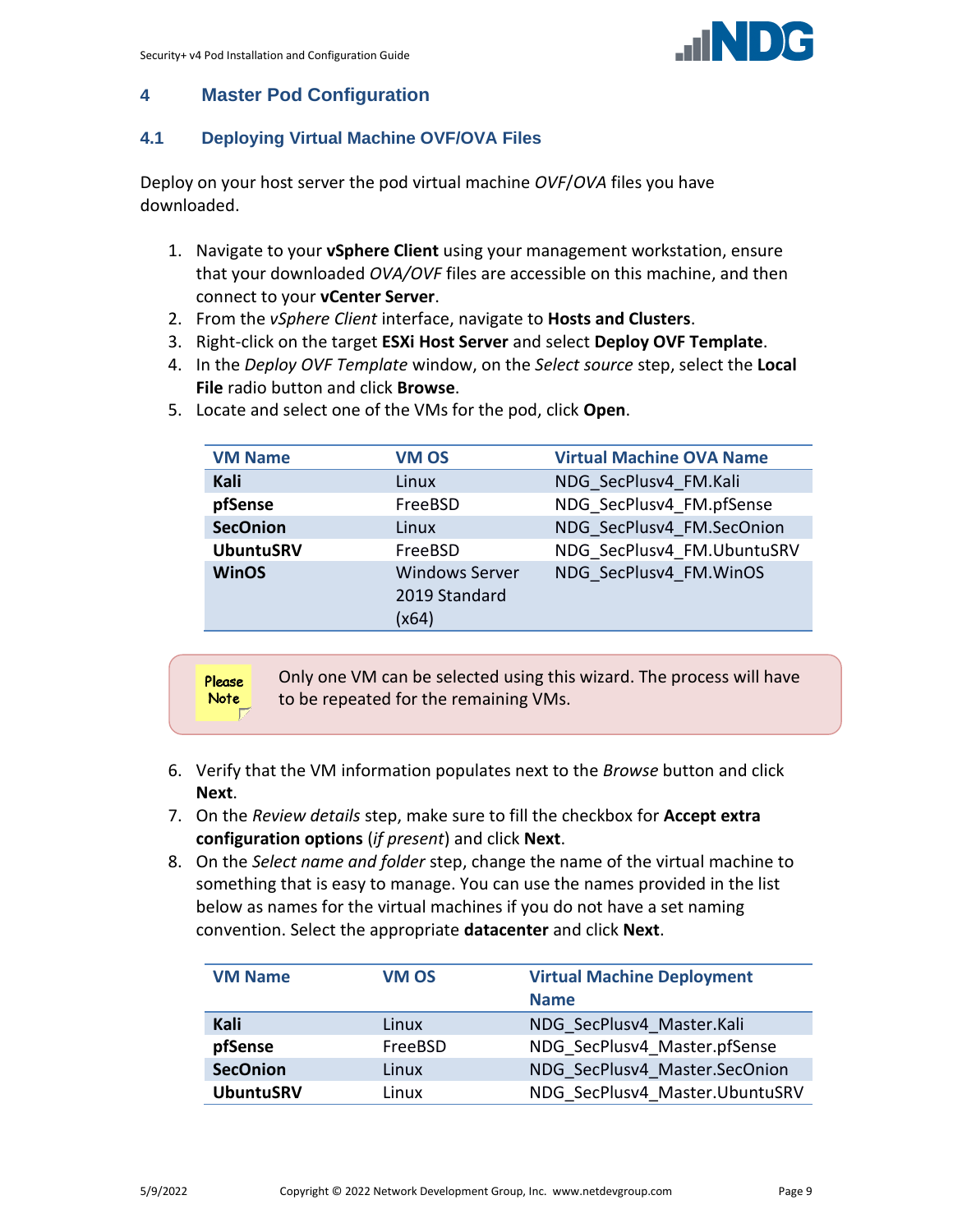# 4 Master Pod Configuration

## 4.1 Deploying Virtual Machine OVF/OVA Files

Deploy on your host server the pod virtual machine *OVF*/*OVA* files you have downloaded.

1. Navigate to your **vSphere Client** using your management workstation, ensure that your downloaded *OVA/OVF* files are accessible on this machine, and then connect to your **vCenter Server**.
2. From the *vSphere Client* interface, navigate to **Hosts and Clusters**.
3. Right-click on the target **ESXi Host Server** and select **Deploy OVF Template**.
4. In the *Deploy OVF Template* window, on the *Select source* step, select the **Local File** radio button and click **Browse**.
5. Locate and select one of the VMs for the pod, click **Open**.

| VM Name | VM OS | Virtual Machine OVA Name |
|---|---|---|
| **Kali** | Linux | NDG_SecPlusv4_FM.Kali |
| **pfSense** | FreeBSD | NDG_SecPlusv4_FM.pfSense |
| **SecOnion** | Linux | NDG_SecPlusv4_FM.SecOnion |
| **UbuntuSRV** | FreeBSD | NDG_SecPlusv4_FM.UbuntuSRV |
| **WinOS** | Windows Server 2019 Standard (x64) | NDG_SecPlusv4_FM.WinOS |

> **Please Note:** Only one VM can be selected using this wizard. The process will have to be repeated for the remaining VMs.

6. Verify that the VM information populates next to the *Browse* button and click **Next**.
7. On the *Review details* step, make sure to fill the checkbox for **Accept extra configuration options** (*if present*) and click **Next**.
8. On the *Select name and folder* step, change the name of the virtual machine to something that is easy to manage. You can use the names provided in the list below as names for the virtual machines if you do not have a set naming convention. Select the appropriate **datacenter** and click **Next**.

| VM Name | VM OS | Virtual Machine Deployment Name |
|---|---|---|
| **Kali** | Linux | NDG_SecPlusv4_Master.Kali |
| **pfSense** | FreeBSD | NDG_SecPlusv4_Master.pfSense |
| **SecOnion** | Linux | NDG_SecPlusv4_Master.SecOnion |
| **UbuntuSRV** | Linux | NDG_SecPlusv4_Master.UbuntuSRV |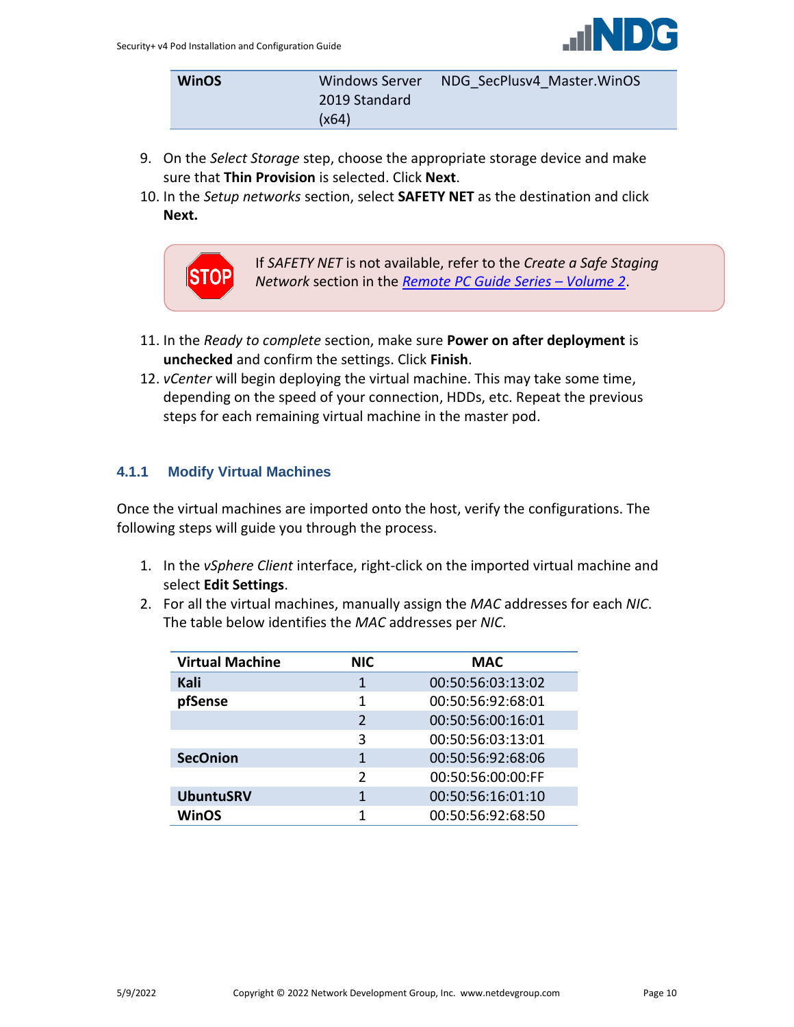| **WinOS** | Windows Server 2019 Standard (x64) | NDG_SecPlusv4_Master.WinOS |
|---|---|---|

9. On the *Select Storage* step, choose the appropriate storage device and make sure that **Thin Provision** is selected. Click **Next**.
10. In the *Setup networks* section, select **SAFETY NET** as the destination and click **Next.**

> If *SAFETY NET* is not available, refer to the *Create a Safe Staging Network* section in the [Remote PC Guide Series – Volume 2](#).

11. In the *Ready to complete* section, make sure **Power on after deployment** is **unchecked** and confirm the settings. Click **Finish**.
12. *vCenter* will begin deploying the virtual machine. This may take some time, depending on the speed of your connection, HDDs, etc. Repeat the previous steps for each remaining virtual machine in the master pod.

### 4.1.1 Modify Virtual Machines

Once the virtual machines are imported onto the host, verify the configurations. The following steps will guide you through the process.

1. In the *vSphere Client* interface, right-click on the imported virtual machine and select **Edit Settings**.
2. For all the virtual machines, manually assign the *MAC* addresses for each *NIC*. The table below identifies the *MAC* addresses per *NIC*.

| Virtual Machine | NIC | MAC |
|---|---|---|
| **Kali** | 1 | 00:50:56:03:13:02 |
| **pfSense** | 1 | 00:50:56:92:68:01 |
| | 2 | 00:50:56:00:16:01 |
| | 3 | 00:50:56:03:13:01 |
| **SecOnion** | 1 | 00:50:56:92:68:06 |
| | 2 | 00:50:56:00:00:FF |
| **UbuntuSRV** | 1 | 00:50:56:16:01:10 |
| **WinOS** | 1 | 00:50:56:92:68:50 |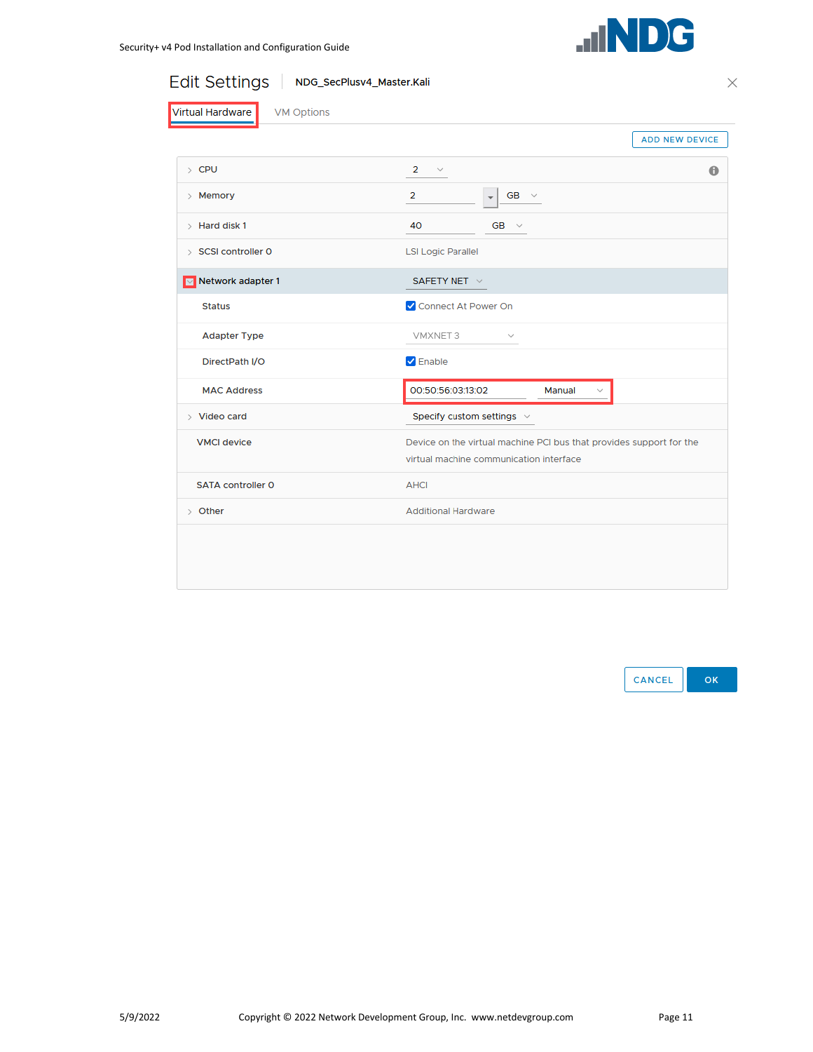Edit Settings | NDG_SecPlusv4_Master.Kali

Virtual Hardware | VM Options

ADD NEW DEVICE

| | |
|---|---|
| CPU | 2 |
| Memory | 2 GB |
| Hard disk 1 | 40 GB |
| SCSI controller 0 | LSI Logic Parallel |
| Network adapter 1 | SAFETY NET |
| Status | Connect At Power On |
| Adapter Type | VMXNET 3 |
| DirectPath I/O | Enable |
| MAC Address | 00:50:56:03:13:02 Manual |
| Video card | Specify custom settings |
| VMCI device | Device on the virtual machine PCI bus that provides support for the virtual machine communication interface |
| SATA controller 0 | AHCI |
| Other | Additional Hardware |

CANCEL | OK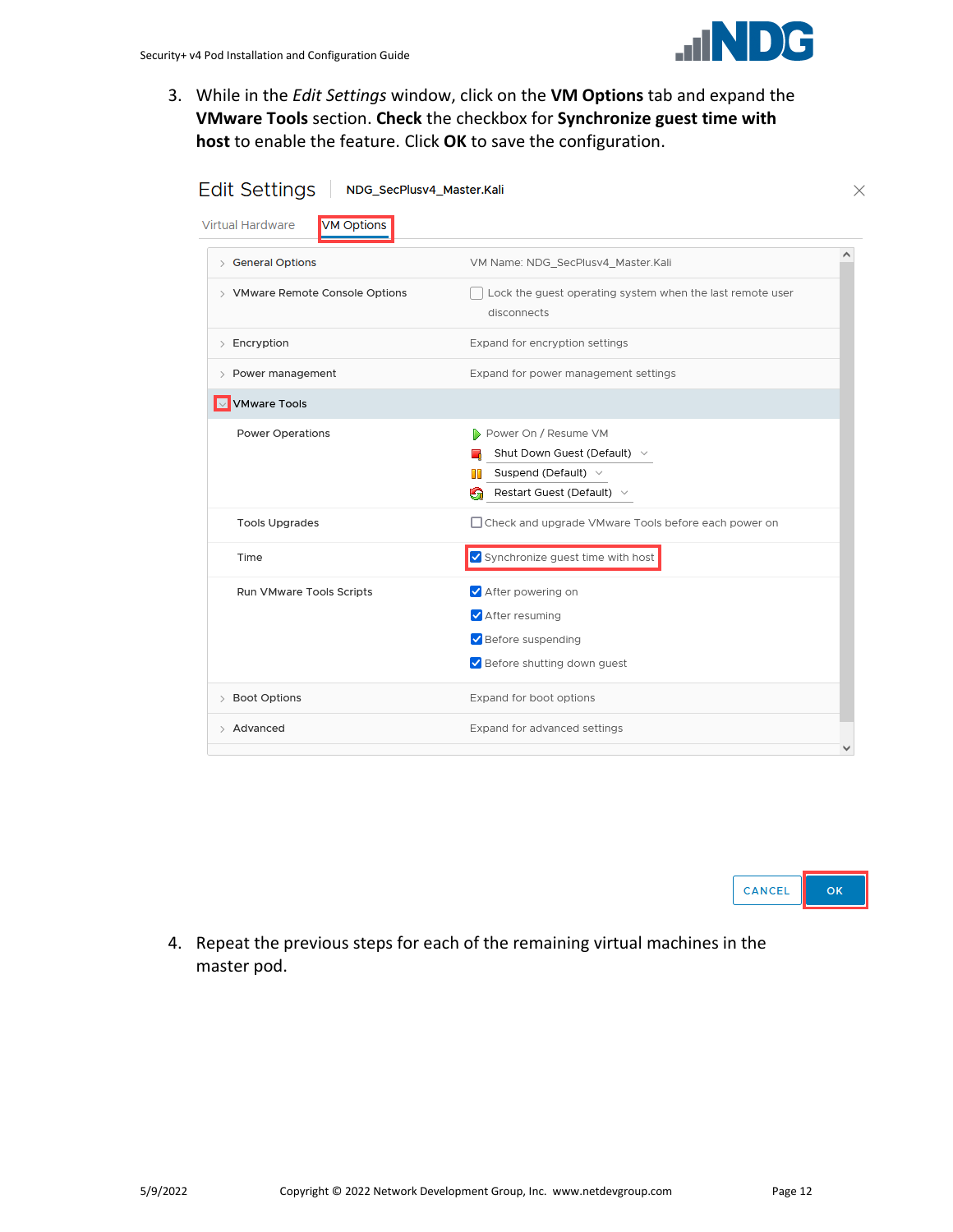3. While in the *Edit Settings* window, click on the **VM Options** tab and expand the **VMware Tools** section. **Check** the checkbox for **Synchronize guest time with host** to enable the feature. Click **OK** to save the configuration.

4. Repeat the previous steps for each of the remaining virtual machines in the master pod.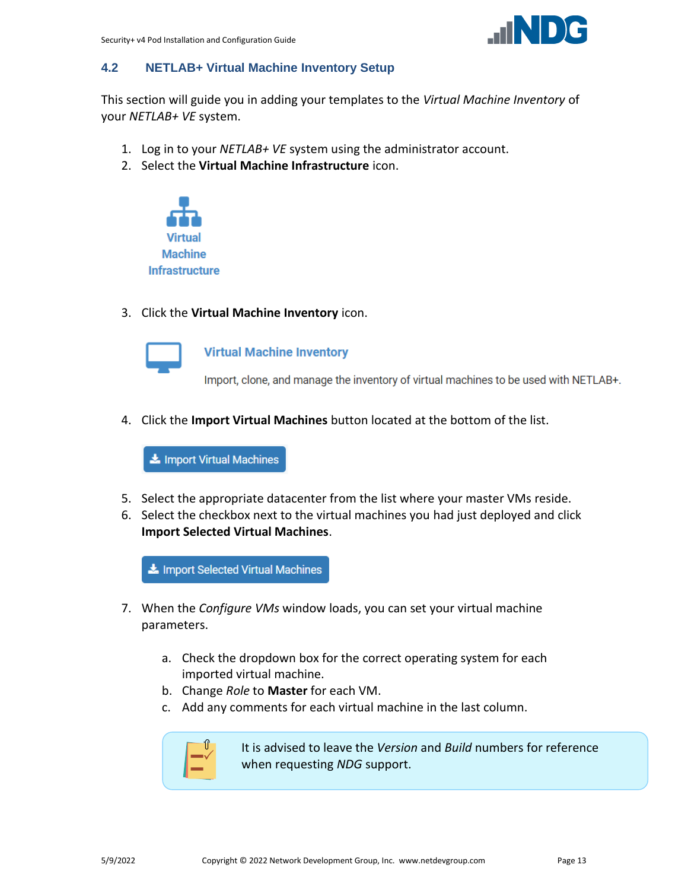## 4.2 NETLAB+ Virtual Machine Inventory Setup

This section will guide you in adding your templates to the *Virtual Machine Inventory* of your *NETLAB+ VE* system.

1. Log in to your *NETLAB+ VE* system using the administrator account.
2. Select the **Virtual Machine Infrastructure** icon.

   Virtual Machine Infrastructure

3. Click the **Virtual Machine Inventory** icon.

   Virtual Machine Inventory

   Import, clone, and manage the inventory of virtual machines to be used with NETLAB+.

4. Click the **Import Virtual Machines** button located at the bottom of the list.

   Import Virtual Machines

5. Select the appropriate datacenter from the list where your master VMs reside.
6. Select the checkbox next to the virtual machines you had just deployed and click **Import Selected Virtual Machines**.

   Import Selected Virtual Machines

7. When the *Configure VMs* window loads, you can set your virtual machine parameters.
   a. Check the dropdown box for the correct operating system for each imported virtual machine.
   b. Change *Role* to **Master** for each VM.
   c. Add any comments for each virtual machine in the last column.

> It is advised to leave the *Version* and *Build* numbers for reference when requesting *NDG* support.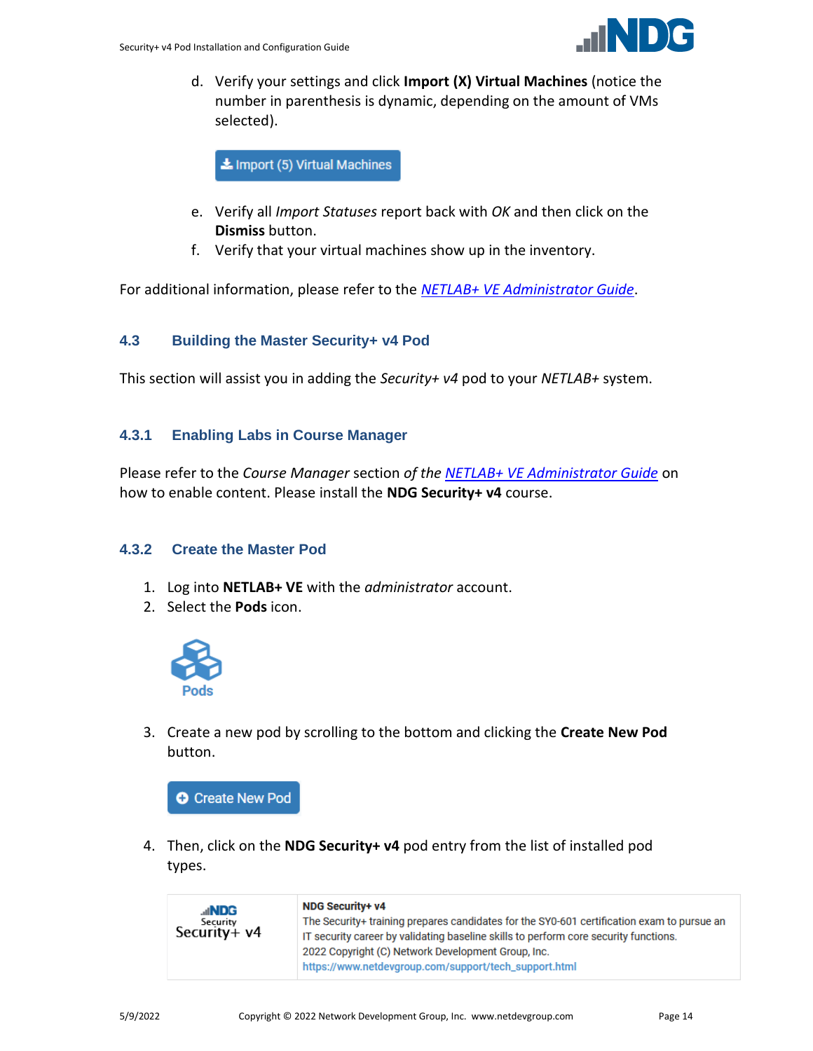d. Verify your settings and click **Import (X) Virtual Machines** (notice the number in parenthesis is dynamic, depending on the amount of VMs selected).

Import (5) Virtual Machines

e. Verify all *Import Statuses* report back with *OK* and then click on the **Dismiss** button.
f. Verify that your virtual machines show up in the inventory.

For additional information, please refer to the *NETLAB+ VE Administrator Guide*.

## 4.3 Building the Master Security+ v4 Pod

This section will assist you in adding the *Security+ v4* pod to your *NETLAB+* system.

### 4.3.1 Enabling Labs in Course Manager

Please refer to the *Course Manager* section *of the NETLAB+ VE Administrator Guide* on how to enable content. Please install the **NDG Security+ v4** course.

### 4.3.2 Create the Master Pod

1. Log into **NETLAB+ VE** with the *administrator* account.
2. Select the **Pods** icon.

Pods

3. Create a new pod by scrolling to the bottom and clicking the **Create New Pod** button.

Create New Pod

4. Then, click on the **NDG Security+ v4** pod entry from the list of installed pod types.

| NDG Security Security+ v4 | **NDG Security+ v4**<br>The Security+ training prepares candidates for the SY0-601 certification exam to pursue an IT security career by validating baseline skills to perform core security functions.<br>2022 Copyright (C) Network Development Group, Inc.<br>https://www.netdevgroup.com/support/tech_support.html |
|---|---|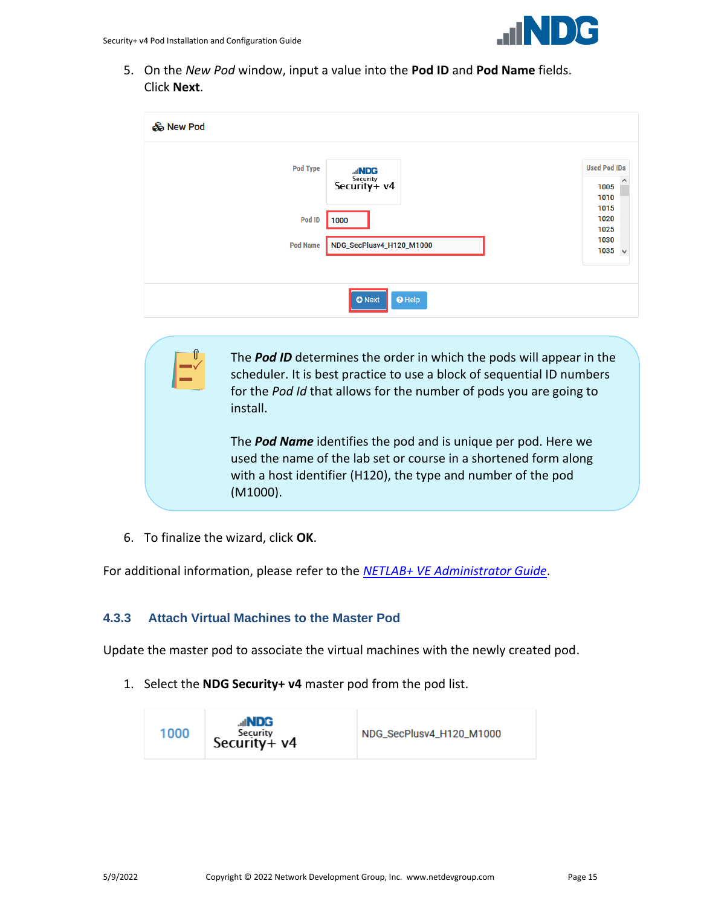5. On the *New Pod* window, input a value into the **Pod ID** and **Pod Name** fields. Click **Next**.

> The ***Pod ID*** determines the order in which the pods will appear in the scheduler. It is best practice to use a block of sequential ID numbers for the *Pod Id* that allows for the number of pods you are going to install.
>
> The ***Pod Name*** identifies the pod and is unique per pod. Here we used the name of the lab set or course in a shortened form along with a host identifier (H120), the type and number of the pod (M1000).

6. To finalize the wizard, click **OK**.

For additional information, please refer to the *NETLAB+ VE Administrator Guide*.

### 4.3.3 Attach Virtual Machines to the Master Pod

Update the master pod to associate the virtual machines with the newly created pod.

1. Select the **NDG Security+ v4** master pod from the pod list.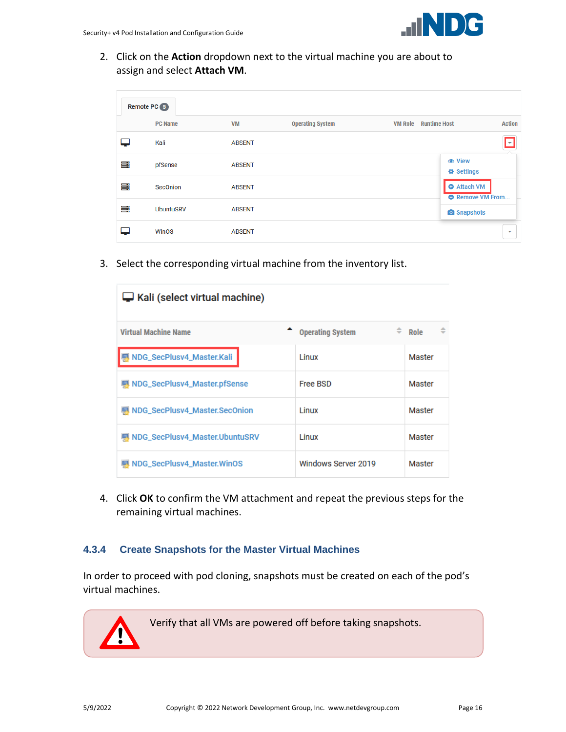2. Click on the **Action** dropdown next to the virtual machine you are about to assign and select **Attach VM**.

| PC Name | VM | Operating System | VM Role | Runtime Host | Action |
|---|---|---|---|---|---|
| Kali | ABSENT | | | | |
| pfSense | ABSENT | | | | |
| SecOnion | ABSENT | | | | |
| UbuntuSRV | ABSENT | | | | |
| WinOS | ABSENT | | | | |

3. Select the corresponding virtual machine from the inventory list.

**Kali (select virtual machine)**

| Virtual Machine Name | Operating System | Role |
|---|---|---|
| NDG_SecPlusv4_Master.Kali | Linux | Master |
| NDG_SecPlusv4_Master.pfSense | Free BSD | Master |
| NDG_SecPlusv4_Master.SecOnion | Linux | Master |
| NDG_SecPlusv4_Master.UbuntuSRV | Linux | Master |
| NDG_SecPlusv4_Master.WinOS | Windows Server 2019 | Master |

4. Click **OK** to confirm the VM attachment and repeat the previous steps for the remaining virtual machines.

### 4.3.4 Create Snapshots for the Master Virtual Machines

In order to proceed with pod cloning, snapshots must be created on each of the pod's virtual machines.

> Verify that all VMs are powered off before taking snapshots.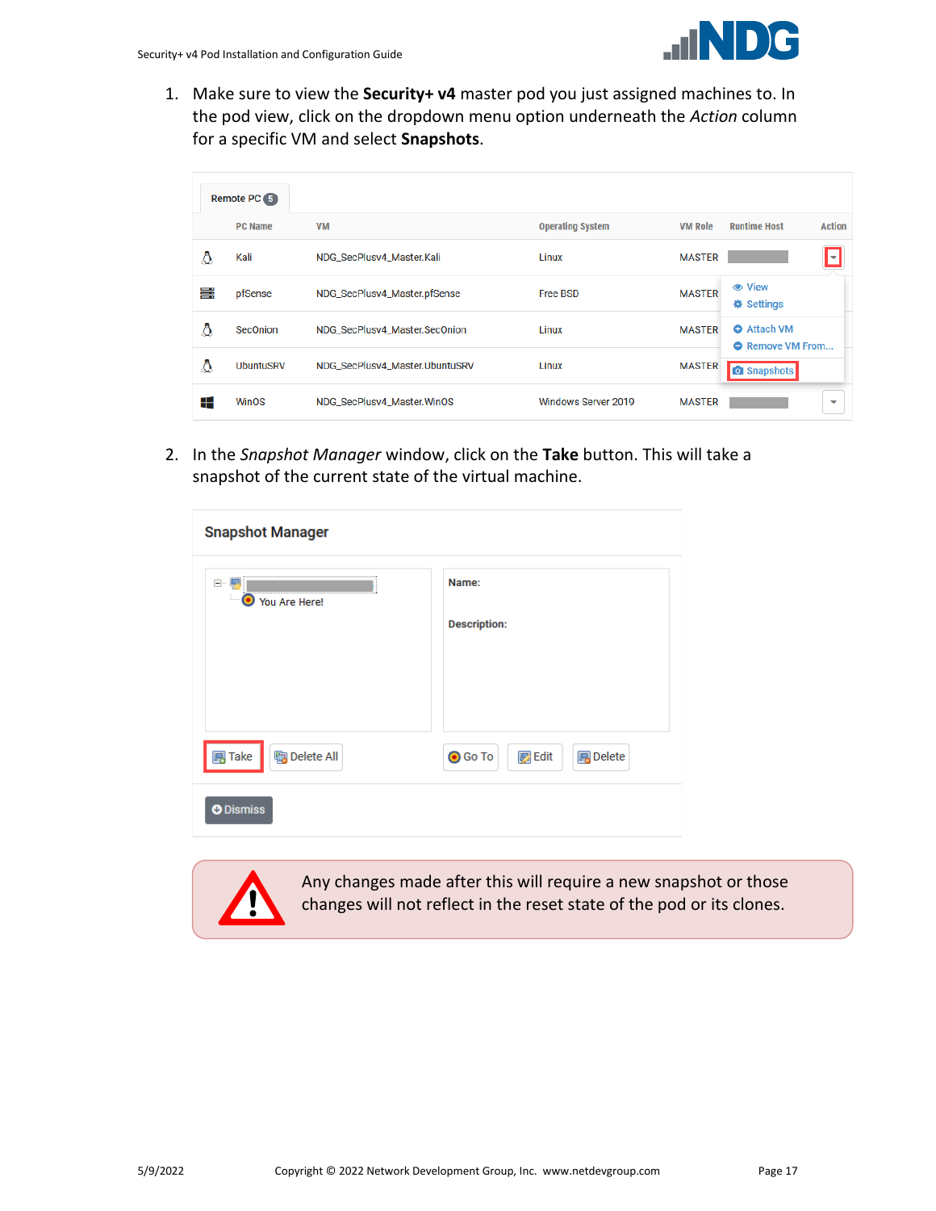1. Make sure to view the **Security+ v4** master pod you just assigned machines to. In the pod view, click on the dropdown menu option underneath the *Action* column for a specific VM and select **Snapshots**.

2. In the *Snapshot Manager* window, click on the **Take** button. This will take a snapshot of the current state of the virtual machine.

Any changes made after this will require a new snapshot or those changes will not reflect in the reset state of the pod or its clones.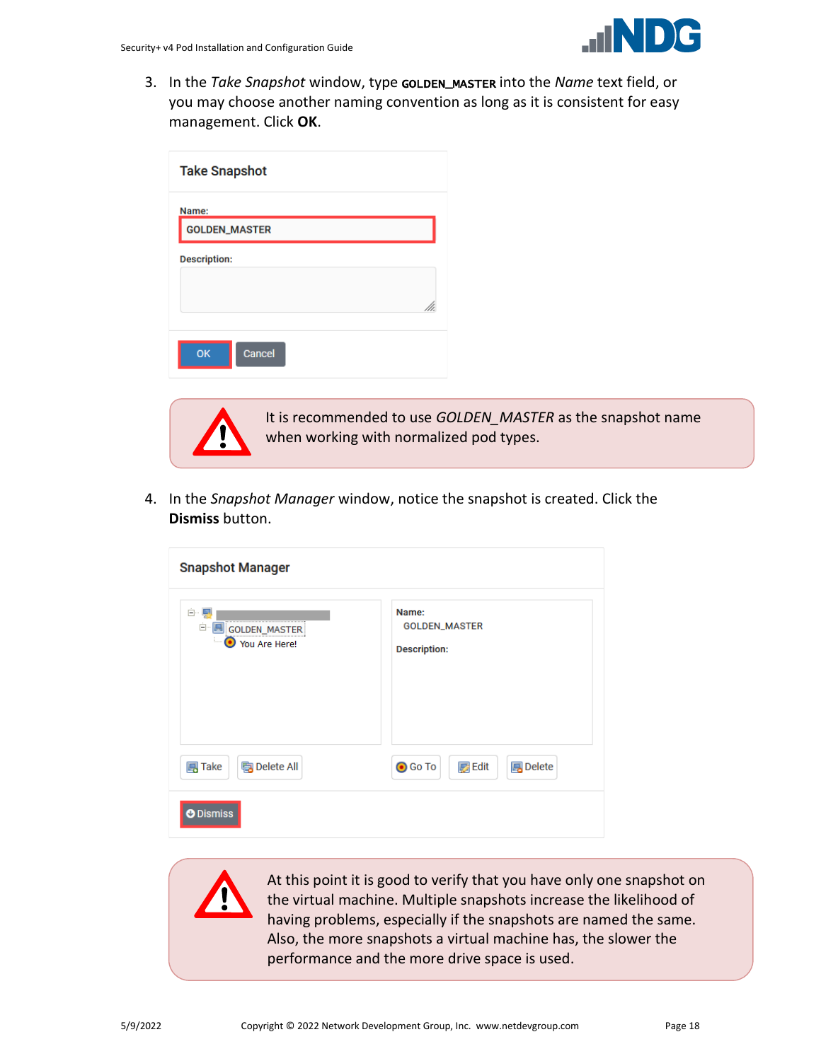3. In the *Take Snapshot* window, type **GOLDEN_MASTER** into the *Name* text field, or you may choose another naming convention as long as it is consistent for easy management. Click **OK**.

> It is recommended to use *GOLDEN_MASTER* as the snapshot name when working with normalized pod types.

4. In the *Snapshot Manager* window, notice the snapshot is created. Click the **Dismiss** button.

> At this point it is good to verify that you have only one snapshot on the virtual machine. Multiple snapshots increase the likelihood of having problems, especially if the snapshots are named the same. Also, the more snapshots a virtual machine has, the slower the performance and the more drive space is used.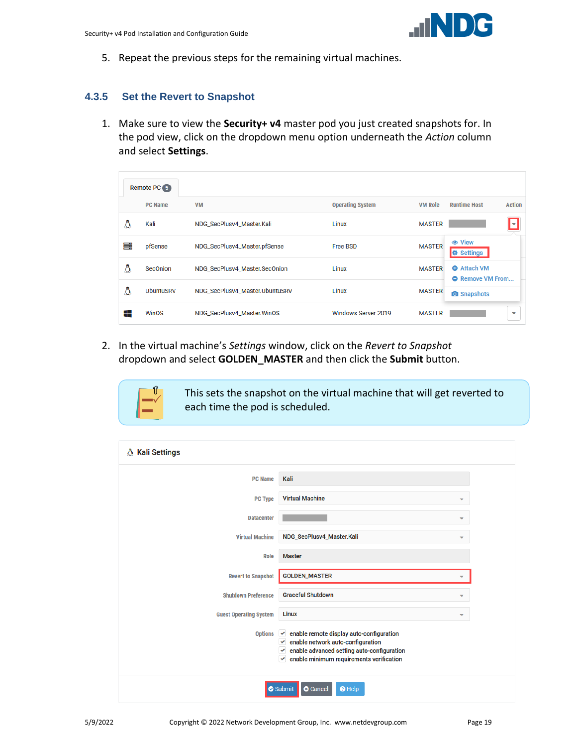5. Repeat the previous steps for the remaining virtual machines.

### 4.3.5 Set the Revert to Snapshot

1. Make sure to view the **Security+ v4** master pod you just created snapshots for. In the pod view, click on the dropdown menu option underneath the *Action* column and select **Settings**.

| | PC Name | VM | Operating System | VM Role | Runtime Host | Action |
|---|---|---|---|---|---|---|
| | Kali | NDG_SecPlusv4_Master.Kali | Linux | MASTER | | |
| | pfSense | NDG_SecPlusv4_Master.pfSense | Free BSD | MASTER | | |
| | SecOnion | NDG_SecPlusv4_Master.SecOnion | Linux | MASTER | | |
| | UbuntuSRV | NDG_SecPlusv4_Master.UbuntuSRV | Linux | MASTER | | |
| | WinOS | NDG_SecPlusv4_Master.WinOS | Windows Server 2019 | MASTER | | |

2. In the virtual machine's *Settings* window, click on the *Revert to Snapshot* dropdown and select **GOLDEN_MASTER** and then click the **Submit** button.

> This sets the snapshot on the virtual machine that will get reverted to each time the pod is scheduled.

**Kali Settings**

| Field | Value |
|---|---|
| PC Name | Kali |
| PC Type | Virtual Machine |
| Datacenter | |
| Virtual Machine | NDG_SecPlusv4_Master.Kali |
| Role | Master |
| Revert to Snapshot | GOLDEN_MASTER |
| Shutdown Preference | Graceful Shutdown |
| Guest Operating System | Linux |
| Options | enable remote display auto-configuration; enable network auto-configuration; enable advanced setting auto-configuration; enable minimum requirements verification |

Submit | Cancel | Help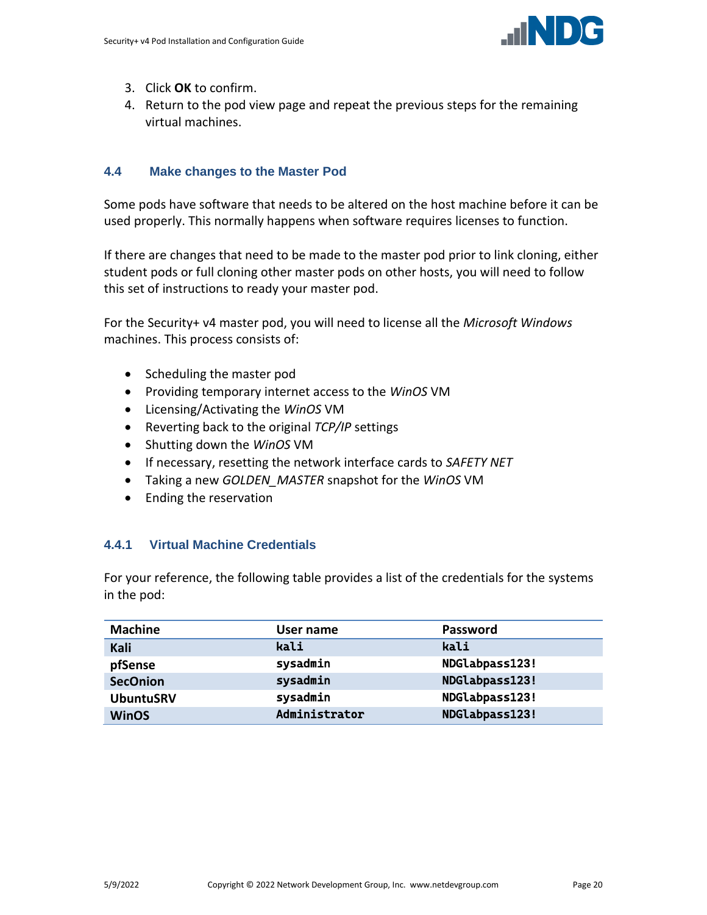3. Click **OK** to confirm.
4. Return to the pod view page and repeat the previous steps for the remaining virtual machines.

### 4.4 Make changes to the Master Pod

Some pods have software that needs to be altered on the host machine before it can be used properly. This normally happens when software requires licenses to function.

If there are changes that need to be made to the master pod prior to link cloning, either student pods or full cloning other master pods on other hosts, you will need to follow this set of instructions to ready your master pod.

For the Security+ v4 master pod, you will need to license all the *Microsoft Windows* machines. This process consists of:

- Scheduling the master pod
- Providing temporary internet access to the *WinOS* VM
- Licensing/Activating the *WinOS* VM
- Reverting back to the original *TCP/IP* settings
- Shutting down the *WinOS* VM
- If necessary, resetting the network interface cards to *SAFETY NET*
- Taking a new *GOLDEN_MASTER* snapshot for the *WinOS* VM
- Ending the reservation

#### 4.4.1 Virtual Machine Credentials

For your reference, the following table provides a list of the credentials for the systems in the pod:

| Machine | User name | Password |
|---|---|---|
| **Kali** | `kali` | `kali` |
| **pfSense** | `sysadmin` | `NDGlabpass123!` |
| **SecOnion** | `sysadmin` | `NDGlabpass123!` |
| **UbuntuSRV** | `sysadmin` | `NDGlabpass123!` |
| **WinOS** | `Administrator` | `NDGlabpass123!` |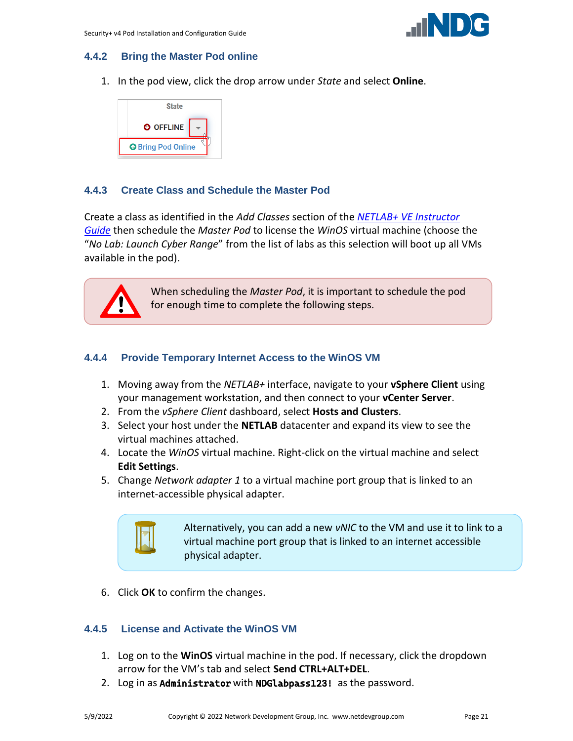### 4.4.2 Bring the Master Pod online

1. In the pod view, click the drop arrow under *State* and select **Online**.

### 4.4.3 Create Class and Schedule the Master Pod

Create a class as identified in the *Add Classes* section of the *NETLAB+ VE Instructor Guide* then schedule the *Master Pod* to license the *WinOS* virtual machine (choose the "*No Lab: Launch Cyber Range*" from the list of labs as this selection will boot up all VMs available in the pod).

> When scheduling the *Master Pod*, it is important to schedule the pod for enough time to complete the following steps.

### 4.4.4 Provide Temporary Internet Access to the WinOS VM

1. Moving away from the *NETLAB+* interface, navigate to your **vSphere Client** using your management workstation, and then connect to your **vCenter Server**.
2. From the *vSphere Client* dashboard, select **Hosts and Clusters**.
3. Select your host under the **NETLAB** datacenter and expand its view to see the virtual machines attached.
4. Locate the *WinOS* virtual machine. Right-click on the virtual machine and select **Edit Settings**.
5. Change *Network adapter 1* to a virtual machine port group that is linked to an internet-accessible physical adapter.

   > Alternatively, you can add a new *vNIC* to the VM and use it to link to a virtual machine port group that is linked to an internet accessible physical adapter.

6. Click **OK** to confirm the changes.

### 4.4.5 License and Activate the WinOS VM

1. Log on to the **WinOS** virtual machine in the pod. If necessary, click the dropdown arrow for the VM's tab and select **Send CTRL+ALT+DEL**.
2. Log in as **`Administrator`** with **`NDGlabpass123!`** as the password.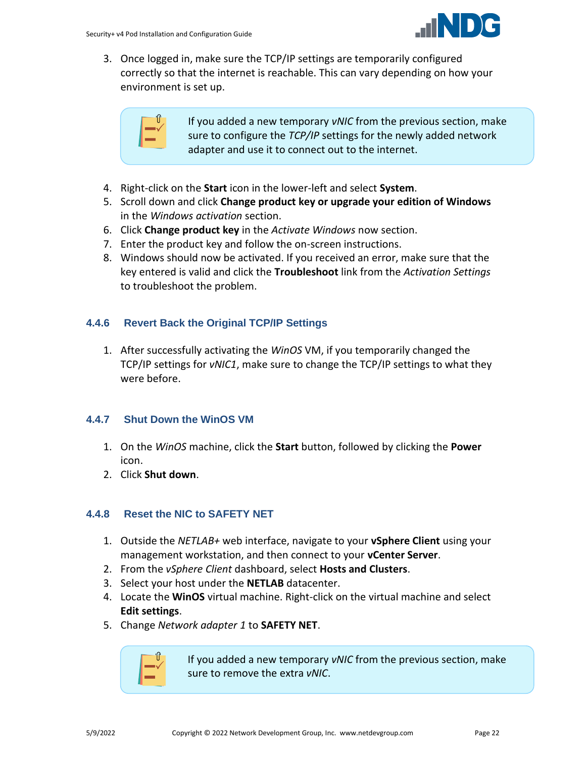3. Once logged in, make sure the TCP/IP settings are temporarily configured correctly so that the internet is reachable. This can vary depending on how your environment is set up.

> If you added a new temporary *vNIC* from the previous section, make sure to configure the *TCP/IP* settings for the newly added network adapter and use it to connect out to the internet.

4. Right-click on the **Start** icon in the lower-left and select **System**.
5. Scroll down and click **Change product key or upgrade your edition of Windows** in the *Windows activation* section.
6. Click **Change product key** in the *Activate Windows* now section.
7. Enter the product key and follow the on-screen instructions.
8. Windows should now be activated. If you received an error, make sure that the key entered is valid and click the **Troubleshoot** link from the *Activation Settings* to troubleshoot the problem.

### 4.4.6 Revert Back the Original TCP/IP Settings

1. After successfully activating the *WinOS* VM, if you temporarily changed the TCP/IP settings for *vNIC1*, make sure to change the TCP/IP settings to what they were before.

### 4.4.7 Shut Down the WinOS VM

1. On the *WinOS* machine, click the **Start** button, followed by clicking the **Power** icon.
2. Click **Shut down**.

### 4.4.8 Reset the NIC to SAFETY NET

1. Outside the *NETLAB+* web interface, navigate to your **vSphere Client** using your management workstation, and then connect to your **vCenter Server**.
2. From the *vSphere Client* dashboard, select **Hosts and Clusters**.
3. Select your host under the **NETLAB** datacenter.
4. Locate the **WinOS** virtual machine. Right-click on the virtual machine and select **Edit settings**.
5. Change *Network adapter 1* to **SAFETY NET**.

> If you added a new temporary *vNIC* from the previous section, make sure to remove the extra *vNIC*.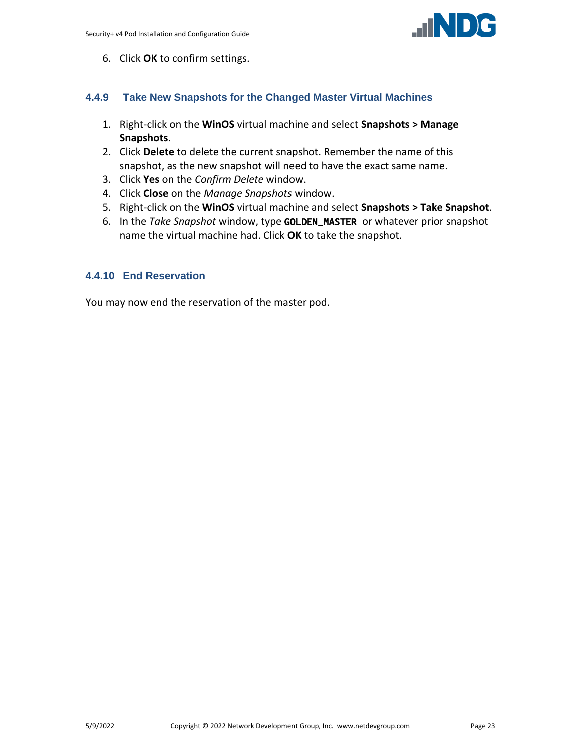6. Click **OK** to confirm settings.

### 4.4.9 Take New Snapshots for the Changed Master Virtual Machines

1. Right-click on the **WinOS** virtual machine and select **Snapshots > Manage Snapshots**.
2. Click **Delete** to delete the current snapshot. Remember the name of this snapshot, as the new snapshot will need to have the exact same name.
3. Click **Yes** on the *Confirm Delete* window.
4. Click **Close** on the *Manage Snapshots* window.
5. Right-click on the **WinOS** virtual machine and select **Snapshots > Take Snapshot**.
6. In the *Take Snapshot* window, type **`GOLDEN_MASTER`** or whatever prior snapshot name the virtual machine had. Click **OK** to take the snapshot.

### 4.4.10 End Reservation

You may now end the reservation of the master pod.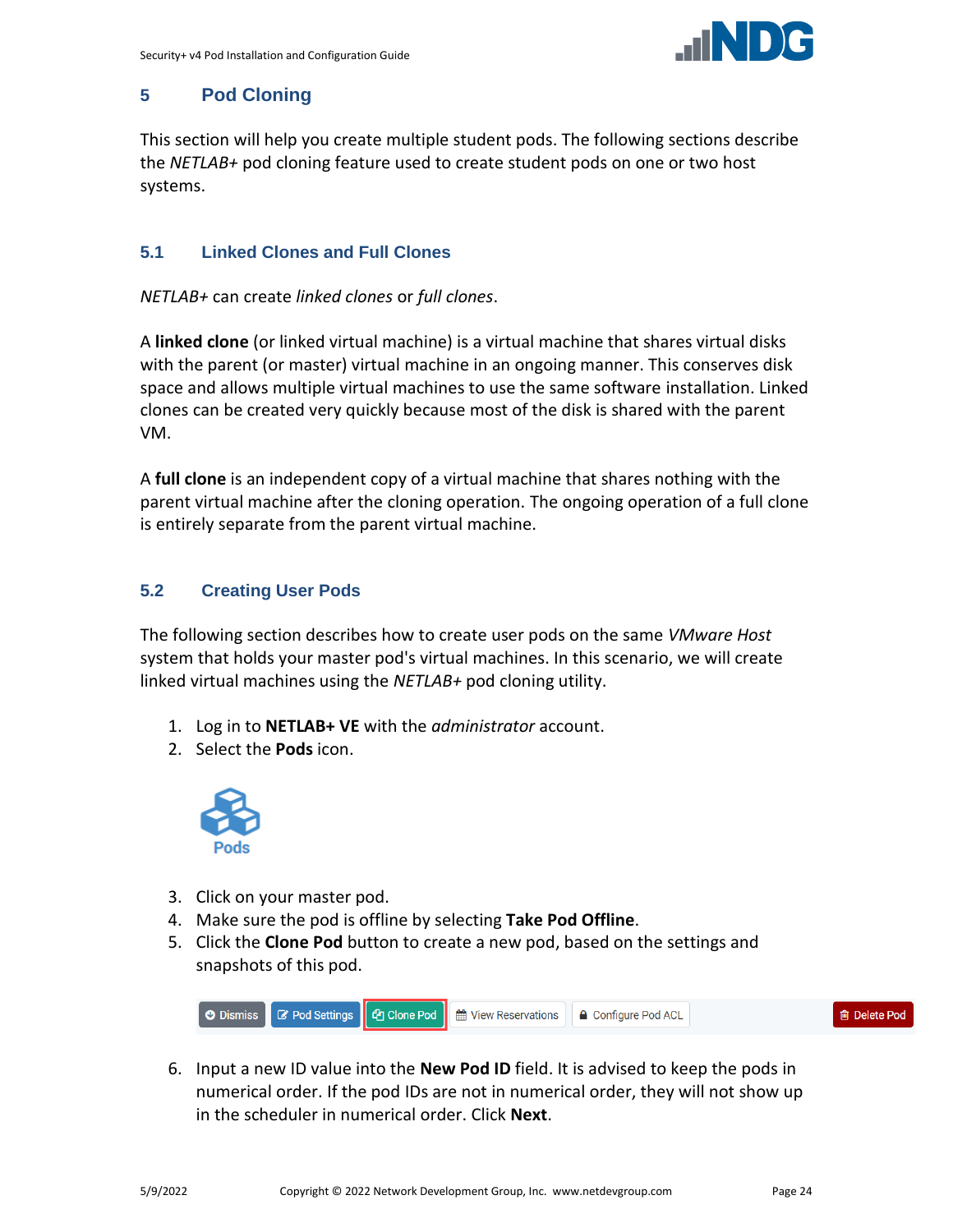## 5 Pod Cloning

This section will help you create multiple student pods. The following sections describe the *NETLAB+* pod cloning feature used to create student pods on one or two host systems.

### 5.1 Linked Clones and Full Clones

*NETLAB+* can create *linked clones* or *full clones*.

A **linked clone** (or linked virtual machine) is a virtual machine that shares virtual disks with the parent (or master) virtual machine in an ongoing manner. This conserves disk space and allows multiple virtual machines to use the same software installation. Linked clones can be created very quickly because most of the disk is shared with the parent VM.

A **full clone** is an independent copy of a virtual machine that shares nothing with the parent virtual machine after the cloning operation. The ongoing operation of a full clone is entirely separate from the parent virtual machine.

### 5.2 Creating User Pods

The following section describes how to create user pods on the same *VMware Host* system that holds your master pod's virtual machines. In this scenario, we will create linked virtual machines using the *NETLAB+* pod cloning utility.

1. Log in to **NETLAB+ VE** with the *administrator* account.
2. Select the **Pods** icon.
3. Click on your master pod.
4. Make sure the pod is offline by selecting **Take Pod Offline**.
5. Click the **Clone Pod** button to create a new pod, based on the settings and snapshots of this pod.
6. Input a new ID value into the **New Pod ID** field. It is advised to keep the pods in numerical order. If the pod IDs are not in numerical order, they will not show up in the scheduler in numerical order. Click **Next**.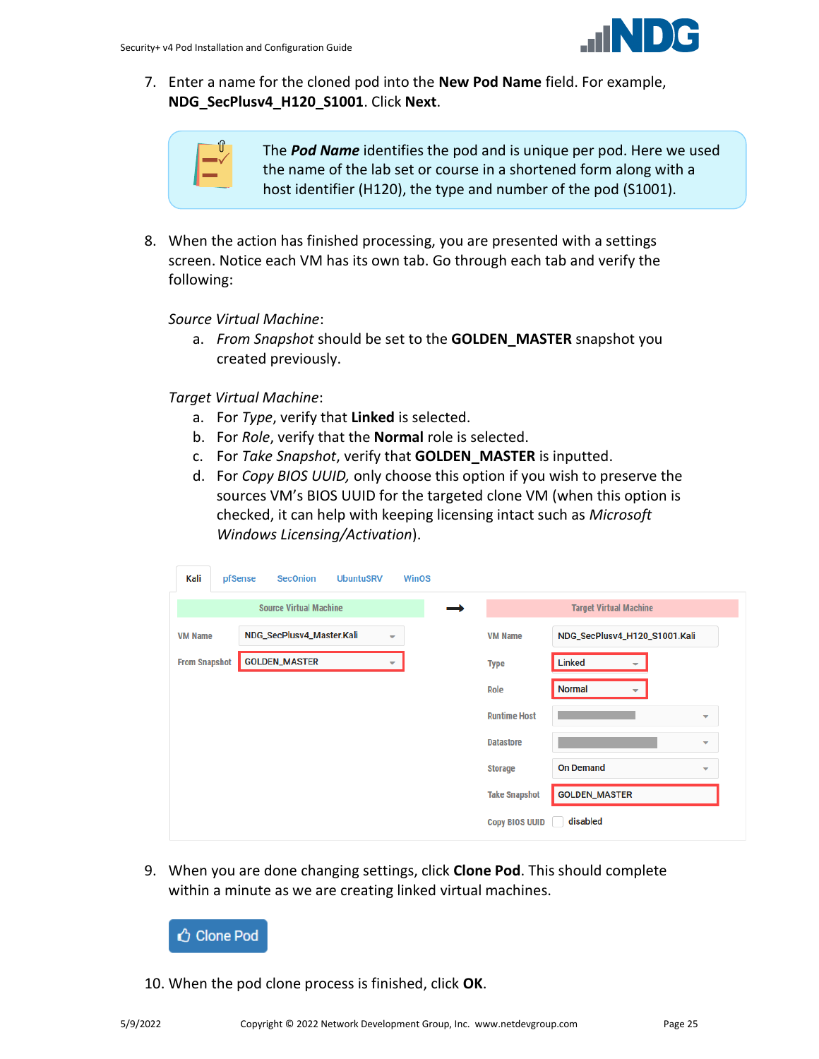7. Enter a name for the cloned pod into the **New Pod Name** field. For example, **NDG_SecPlusv4_H120_S1001**. Click **Next**.

> The ***Pod Name*** identifies the pod and is unique per pod. Here we used the name of the lab set or course in a shortened form along with a host identifier (H120), the type and number of the pod (S1001).

8. When the action has finished processing, you are presented with a settings screen. Notice each VM has its own tab. Go through each tab and verify the following:

   *Source Virtual Machine*:

   a. *From Snapshot* should be set to the **GOLDEN_MASTER** snapshot you created previously.

   *Target Virtual Machine*:

   a. For *Type*, verify that **Linked** is selected.
   b. For *Role*, verify that the **Normal** role is selected.
   c. For *Take Snapshot*, verify that **GOLDEN_MASTER** is inputted.
   d. For *Copy BIOS UUID,* only choose this option if you wish to preserve the sources VM's BIOS UUID for the targeted clone VM (when this option is checked, it can help with keeping licensing intact such as *Microsoft Windows Licensing/Activation*).

Kali | pfSense | SecOnion | UbuntuSRV | WinOS

| Source Virtual Machine | | → | Target Virtual Machine | |
|---|---|---|---|---|
| VM Name | NDG_SecPlusv4_Master.Kali | | VM Name | NDG_SecPlusv4_H120_S1001.Kali |
| From Snapshot | GOLDEN_MASTER | | Type | Linked |
| | | | Role | Normal |
| | | | Runtime Host | |
| | | | Datastore | |
| | | | Storage | On Demand |
| | | | Take Snapshot | GOLDEN_MASTER |
| | | | Copy BIOS UUID | disabled |

9. When you are done changing settings, click **Clone Pod**. This should complete within a minute as we are creating linked virtual machines.

   Clone Pod

10. When the pod clone process is finished, click **OK**.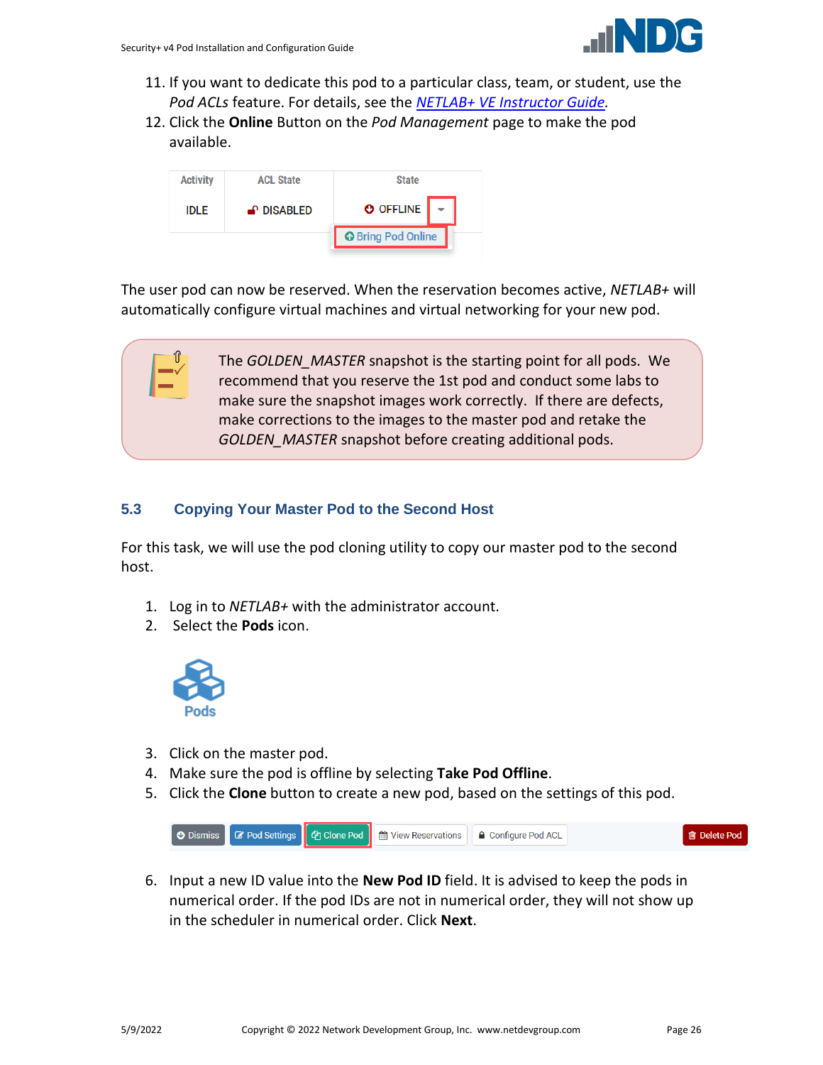11. If you want to dedicate this pod to a particular class, team, or student, use the *Pod ACLs* feature. For details, see the [*NETLAB+ VE Instructor Guide*](#).
12. Click the **Online** Button on the *Pod Management* page to make the pod available.

The user pod can now be reserved. When the reservation becomes active, *NETLAB+* will automatically configure virtual machines and virtual networking for your new pod.

> The *GOLDEN_MASTER* snapshot is the starting point for all pods. We recommend that you reserve the 1st pod and conduct some labs to make sure the snapshot images work correctly. If there are defects, make corrections to the images to the master pod and retake the *GOLDEN_MASTER* snapshot before creating additional pods.

## 5.3 Copying Your Master Pod to the Second Host

For this task, we will use the pod cloning utility to copy our master pod to the second host.

1. Log in to *NETLAB+* with the administrator account.
2. Select the **Pods** icon.
3. Click on the master pod.
4. Make sure the pod is offline by selecting **Take Pod Offline**.
5. Click the **Clone** button to create a new pod, based on the settings of this pod.
6. Input a new ID value into the **New Pod ID** field. It is advised to keep the pods in numerical order. If the pod IDs are not in numerical order, they will not show up in the scheduler in numerical order. Click **Next**.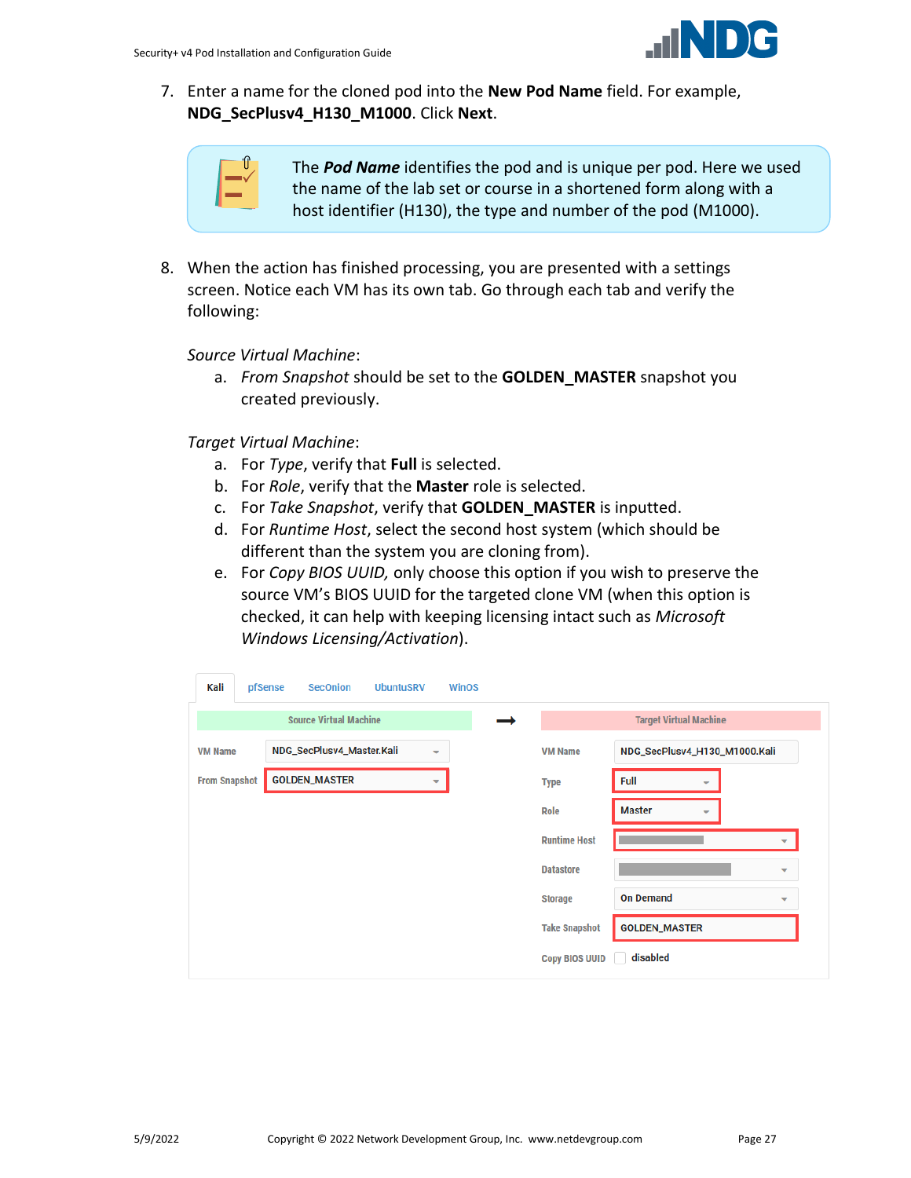7. Enter a name for the cloned pod into the **New Pod Name** field. For example, **NDG_SecPlusv4_H130_M1000**. Click **Next**.

> The ***Pod Name*** identifies the pod and is unique per pod. Here we used the name of the lab set or course in a shortened form along with a host identifier (H130), the type and number of the pod (M1000).

8. When the action has finished processing, you are presented with a settings screen. Notice each VM has its own tab. Go through each tab and verify the following:

   *Source Virtual Machine*:

   a. *From Snapshot* should be set to the **GOLDEN_MASTER** snapshot you created previously.

   *Target Virtual Machine*:

   a. For *Type*, verify that **Full** is selected.
   b. For *Role*, verify that the **Master** role is selected.
   c. For *Take Snapshot*, verify that **GOLDEN_MASTER** is inputted.
   d. For *Runtime Host*, select the second host system (which should be different than the system you are cloning from).
   e. For *Copy BIOS UUID,* only choose this option if you wish to preserve the source VM's BIOS UUID for the targeted clone VM (when this option is checked, it can help with keeping licensing intact such as *Microsoft Windows Licensing/Activation*).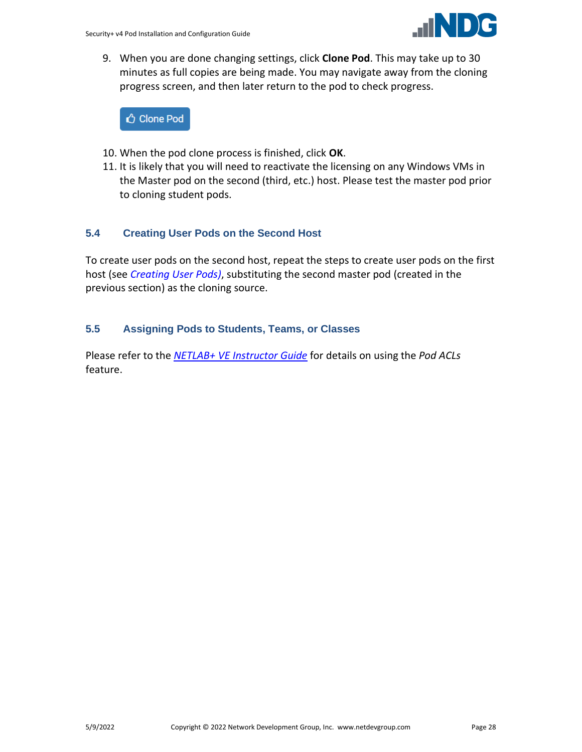9. When you are done changing settings, click **Clone Pod**. This may take up to 30 minutes as full copies are being made. You may navigate away from the cloning progress screen, and then later return to the pod to check progress.

   Clone Pod

10. When the pod clone process is finished, click **OK**.
11. It is likely that you will need to reactivate the licensing on any Windows VMs in the Master pod on the second (third, etc.) host. Please test the master pod prior to cloning student pods.

## 5.4 Creating User Pods on the Second Host

To create user pods on the second host, repeat the steps to create user pods on the first host (see *Creating User Pods)*, substituting the second master pod (created in the previous section) as the cloning source.

## 5.5 Assigning Pods to Students, Teams, or Classes

Please refer to the *NETLAB+ VE Instructor Guide* for details on using the *Pod ACLs* feature.